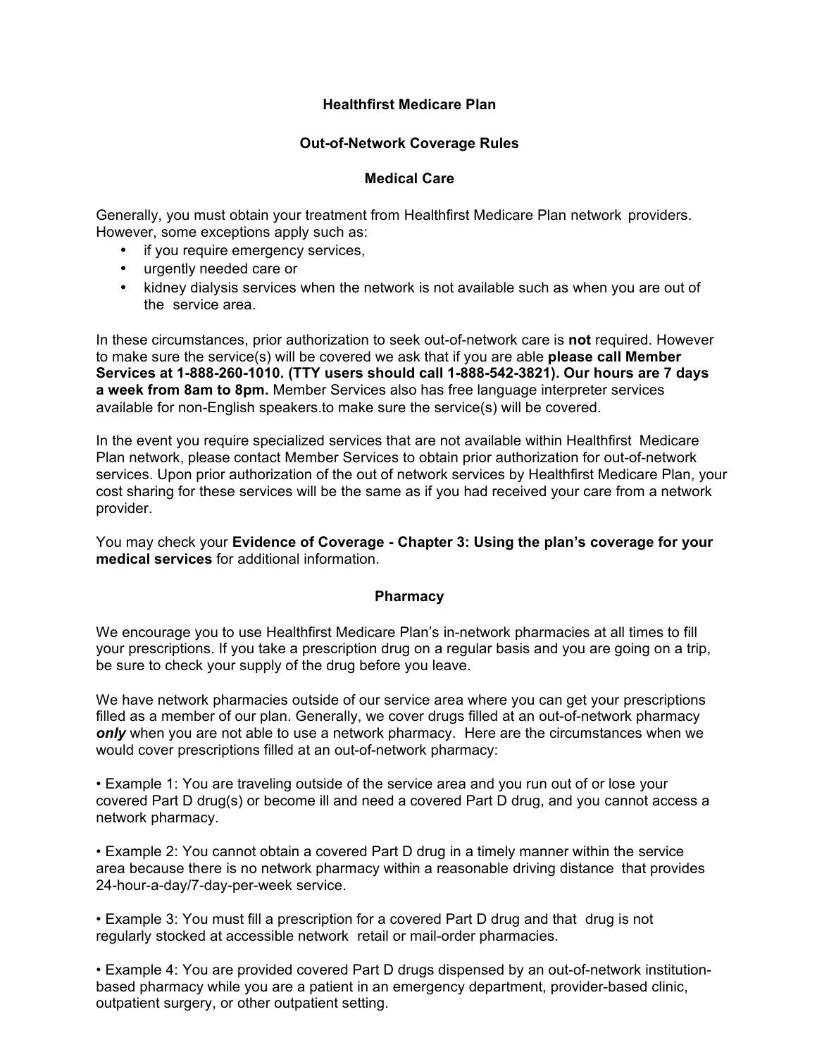# Healthfirst Medicare Plan

## Out-of-Network Coverage Rules

### Medical Care

Generally, you must obtain your treatment from Healthfirst Medicare Plan network providers. However, some exceptions apply such as:

- if you require emergency services,
- urgently needed care or
- kidney dialysis services when the network is not available such as when you are out of the service area.

In these circumstances, prior authorization to seek out-of-network care is **not** required. However to make sure the service(s) will be covered we ask that if you are able **please call Member Services at 1-888-260-1010. (TTY users should call 1-888-542-3821). Our hours are 7 days a week from 8am to 8pm.** Member Services also has free language interpreter services available for non-English speakers.to make sure the service(s) will be covered.

In the event you require specialized services that are not available within Healthfirst Medicare Plan network, please contact Member Services to obtain prior authorization for out-of-network services. Upon prior authorization of the out of network services by Healthfirst Medicare Plan, your cost sharing for these services will be the same as if you had received your care from a network provider.

You may check your **Evidence of Coverage - Chapter 3: Using the plan's coverage for your medical services** for additional information.

### Pharmacy

We encourage you to use Healthfirst Medicare Plan's in-network pharmacies at all times to fill your prescriptions. If you take a prescription drug on a regular basis and you are going on a trip, be sure to check your supply of the drug before you leave.

We have network pharmacies outside of our service area where you can get your prescriptions filled as a member of our plan. Generally, we cover drugs filled at an out-of-network pharmacy ***only*** when you are not able to use a network pharmacy. Here are the circumstances when we would cover prescriptions filled at an out-of-network pharmacy:

• Example 1: You are traveling outside of the service area and you run out of or lose your covered Part D drug(s) or become ill and need a covered Part D drug, and you cannot access a network pharmacy.

• Example 2: You cannot obtain a covered Part D drug in a timely manner within the service area because there is no network pharmacy within a reasonable driving distance that provides 24-hour-a-day/7-day-per-week service.

• Example 3: You must fill a prescription for a covered Part D drug and that drug is not regularly stocked at accessible network retail or mail-order pharmacies.

• Example 4: You are provided covered Part D drugs dispensed by an out-of-network institution-based pharmacy while you are a patient in an emergency department, provider-based clinic, outpatient surgery, or other outpatient setting.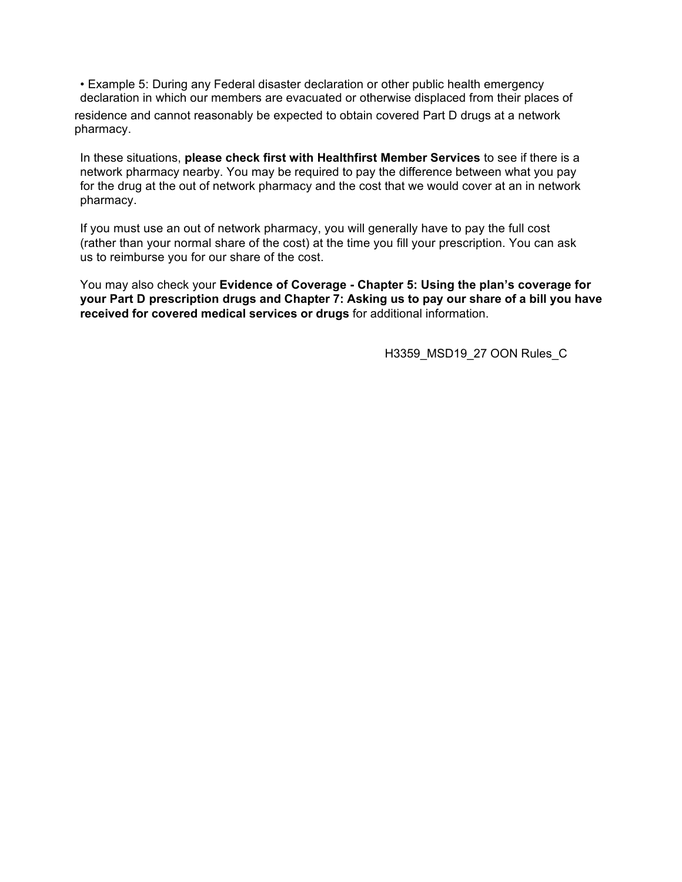- Example 5: During any Federal disaster declaration or other public health emergency declaration in which our members are evacuated or otherwise displaced from their places of residence and cannot reasonably be expected to obtain covered Part D drugs at a network pharmacy.

In these situations, **please check first with Healthfirst Member Services** to see if there is a network pharmacy nearby. You may be required to pay the difference between what you pay for the drug at the out of network pharmacy and the cost that we would cover at an in network pharmacy.

If you must use an out of network pharmacy, you will generally have to pay the full cost (rather than your normal share of the cost) at the time you fill your prescription. You can ask us to reimburse you for our share of the cost.

You may also check your **Evidence of Coverage - Chapter 5: Using the plan's coverage for your Part D prescription drugs and Chapter 7: Asking us to pay our share of a bill you have received for covered medical services or drugs** for additional information.

H3359_MSD19_27 OON Rules_C